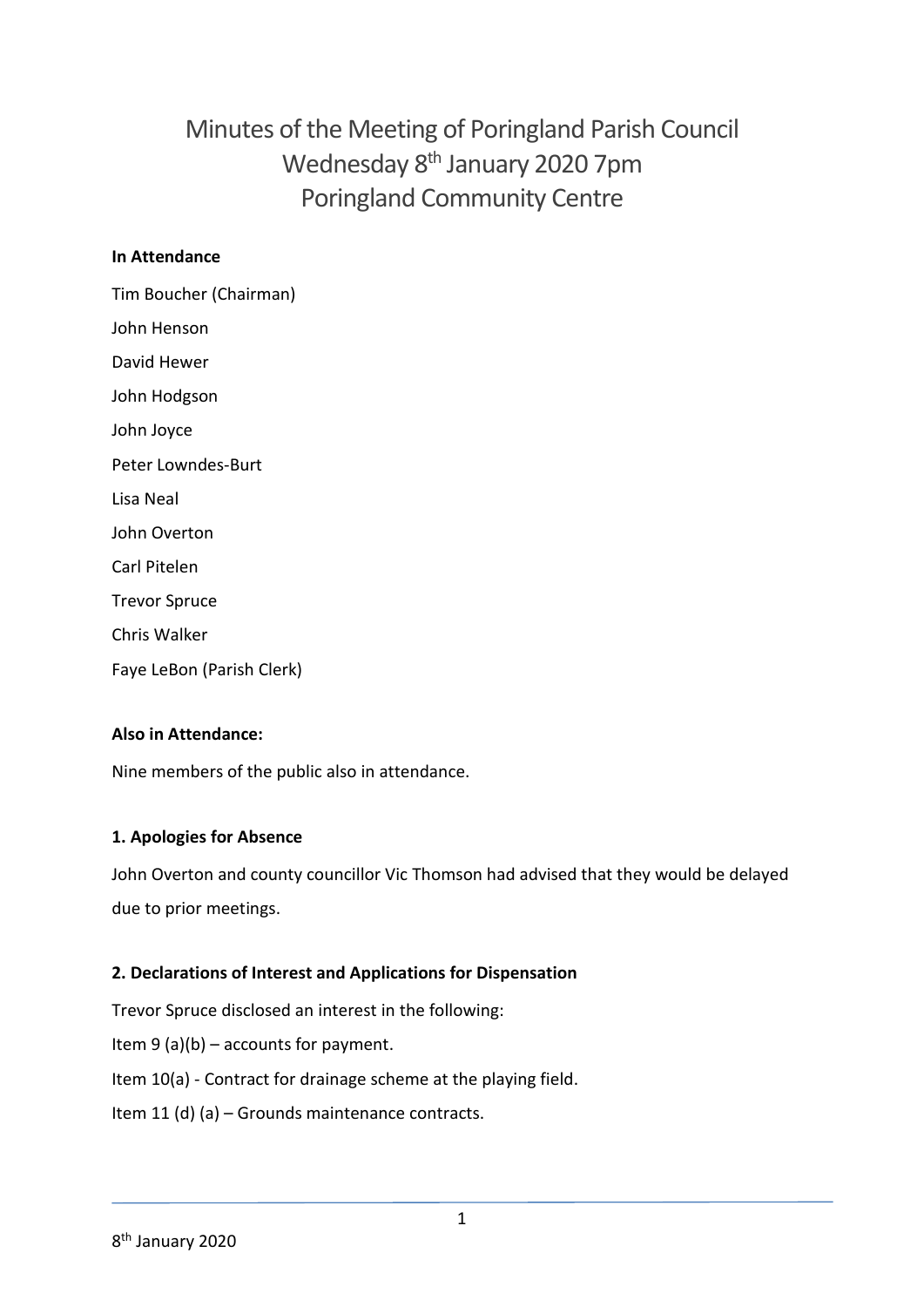# Minutes of the Meeting of Poringland Parish Council
# Wednesday 8th January 2020 7pm
# Poringland Community Centre

**In Attendance**

Tim Boucher (Chairman)

John Henson

David Hewer

John Hodgson

John Joyce

Peter Lowndes-Burt

Lisa Neal

John Overton

Carl Pitelen

Trevor Spruce

Chris Walker

Faye LeBon (Parish Clerk)

**Also in Attendance:**

Nine members of the public also in attendance.

**1. Apologies for Absence**

John Overton and county councillor Vic Thomson had advised that they would be delayed due to prior meetings.

**2. Declarations of Interest and Applications for Dispensation**

Trevor Spruce disclosed an interest in the following:

Item 9 (a)(b) – accounts for payment.

Item 10(a) - Contract for drainage scheme at the playing field.

Item 11 (d) (a) – Grounds maintenance contracts.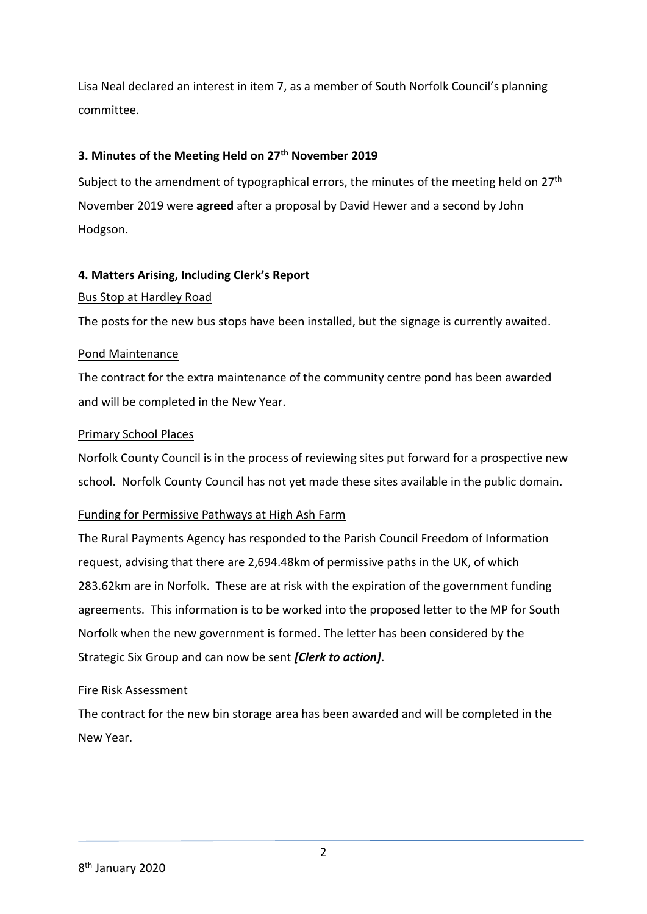Lisa Neal declared an interest in item 7, as a member of South Norfolk Council's planning committee.

### 3. Minutes of the Meeting Held on 27th November 2019

Subject to the amendment of typographical errors, the minutes of the meeting held on 27th November 2019 were **agreed** after a proposal by David Hewer and a second by John Hodgson.

### 4. Matters Arising, Including Clerk's Report

Bus Stop at Hardley Road

The posts for the new bus stops have been installed, but the signage is currently awaited.

Pond Maintenance

The contract for the extra maintenance of the community centre pond has been awarded and will be completed in the New Year.

Primary School Places

Norfolk County Council is in the process of reviewing sites put forward for a prospective new school. Norfolk County Council has not yet made these sites available in the public domain.

Funding for Permissive Pathways at High Ash Farm

The Rural Payments Agency has responded to the Parish Council Freedom of Information request, advising that there are 2,694.48km of permissive paths in the UK, of which 283.62km are in Norfolk. These are at risk with the expiration of the government funding agreements. This information is to be worked into the proposed letter to the MP for South Norfolk when the new government is formed. The letter has been considered by the Strategic Six Group and can now be sent ***[Clerk to action]***.

Fire Risk Assessment

The contract for the new bin storage area has been awarded and will be completed in the New Year.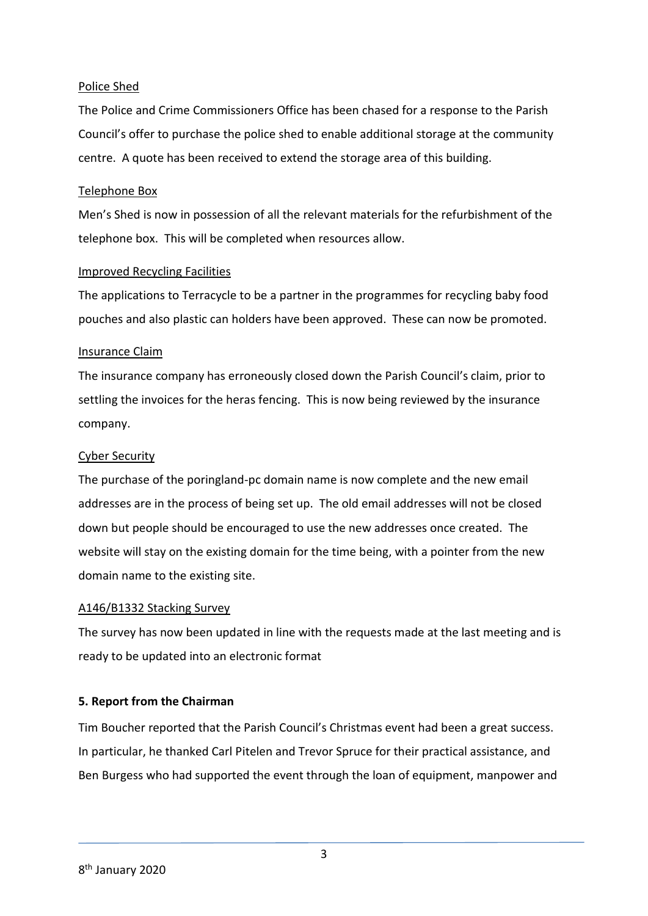Police Shed

The Police and Crime Commissioners Office has been chased for a response to the Parish Council's offer to purchase the police shed to enable additional storage at the community centre. A quote has been received to extend the storage area of this building.

Telephone Box

Men's Shed is now in possession of all the relevant materials for the refurbishment of the telephone box. This will be completed when resources allow.

Improved Recycling Facilities

The applications to Terracycle to be a partner in the programmes for recycling baby food pouches and also plastic can holders have been approved. These can now be promoted.

Insurance Claim

The insurance company has erroneously closed down the Parish Council's claim, prior to settling the invoices for the heras fencing. This is now being reviewed by the insurance company.

Cyber Security

The purchase of the poringland-pc domain name is now complete and the new email addresses are in the process of being set up. The old email addresses will not be closed down but people should be encouraged to use the new addresses once created. The website will stay on the existing domain for the time being, with a pointer from the new domain name to the existing site.

A146/B1332 Stacking Survey

The survey has now been updated in line with the requests made at the last meeting and is ready to be updated into an electronic format

**5. Report from the Chairman**

Tim Boucher reported that the Parish Council's Christmas event had been a great success. In particular, he thanked Carl Pitelen and Trevor Spruce for their practical assistance, and Ben Burgess who had supported the event through the loan of equipment, manpower and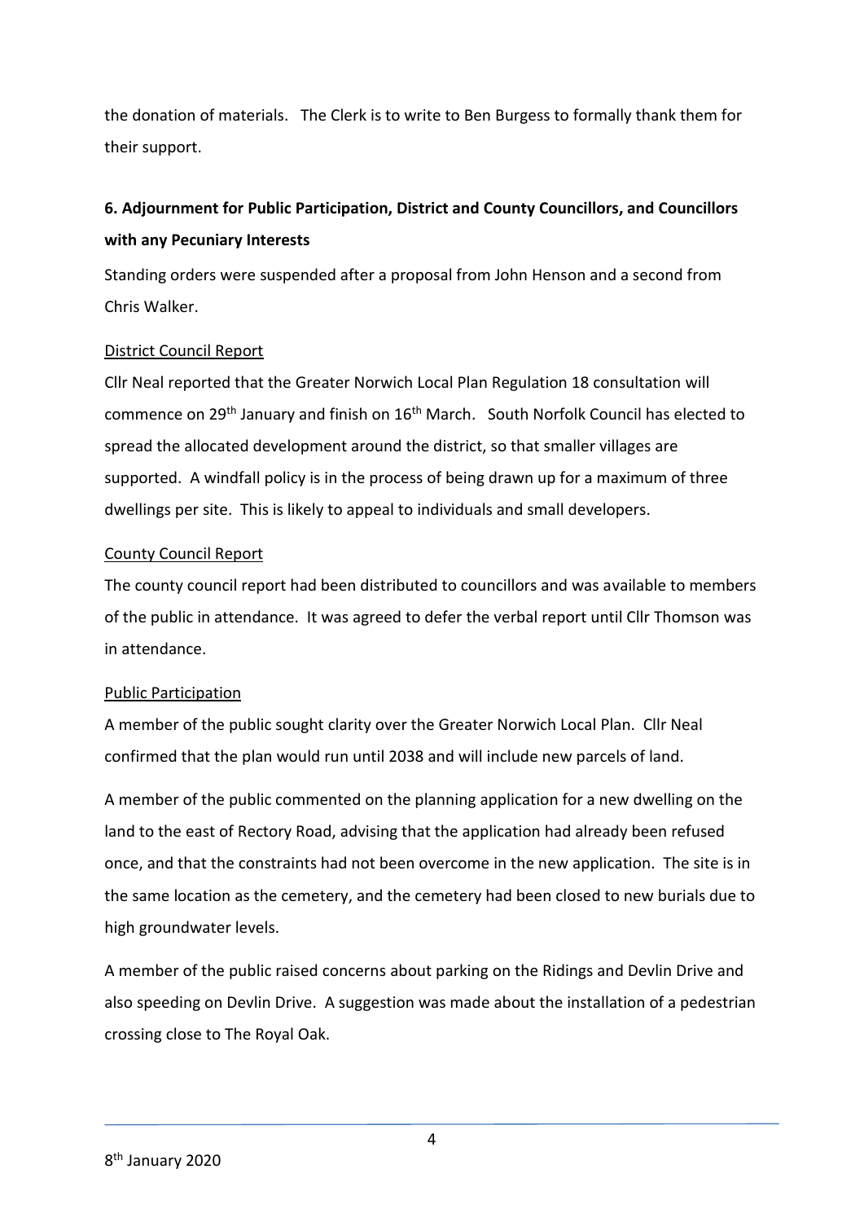the donation of materials. The Clerk is to write to Ben Burgess to formally thank them for their support.

**6. Adjournment for Public Participation, District and County Councillors, and Councillors with any Pecuniary Interests**

Standing orders were suspended after a proposal from John Henson and a second from Chris Walker.

District Council Report

Cllr Neal reported that the Greater Norwich Local Plan Regulation 18 consultation will commence on 29th January and finish on 16th March. South Norfolk Council has elected to spread the allocated development around the district, so that smaller villages are supported. A windfall policy is in the process of being drawn up for a maximum of three dwellings per site. This is likely to appeal to individuals and small developers.

County Council Report

The county council report had been distributed to councillors and was available to members of the public in attendance. It was agreed to defer the verbal report until Cllr Thomson was in attendance.

Public Participation

A member of the public sought clarity over the Greater Norwich Local Plan. Cllr Neal confirmed that the plan would run until 2038 and will include new parcels of land.

A member of the public commented on the planning application for a new dwelling on the land to the east of Rectory Road, advising that the application had already been refused once, and that the constraints had not been overcome in the new application. The site is in the same location as the cemetery, and the cemetery had been closed to new burials due to high groundwater levels.

A member of the public raised concerns about parking on the Ridings and Devlin Drive and also speeding on Devlin Drive. A suggestion was made about the installation of a pedestrian crossing close to The Royal Oak.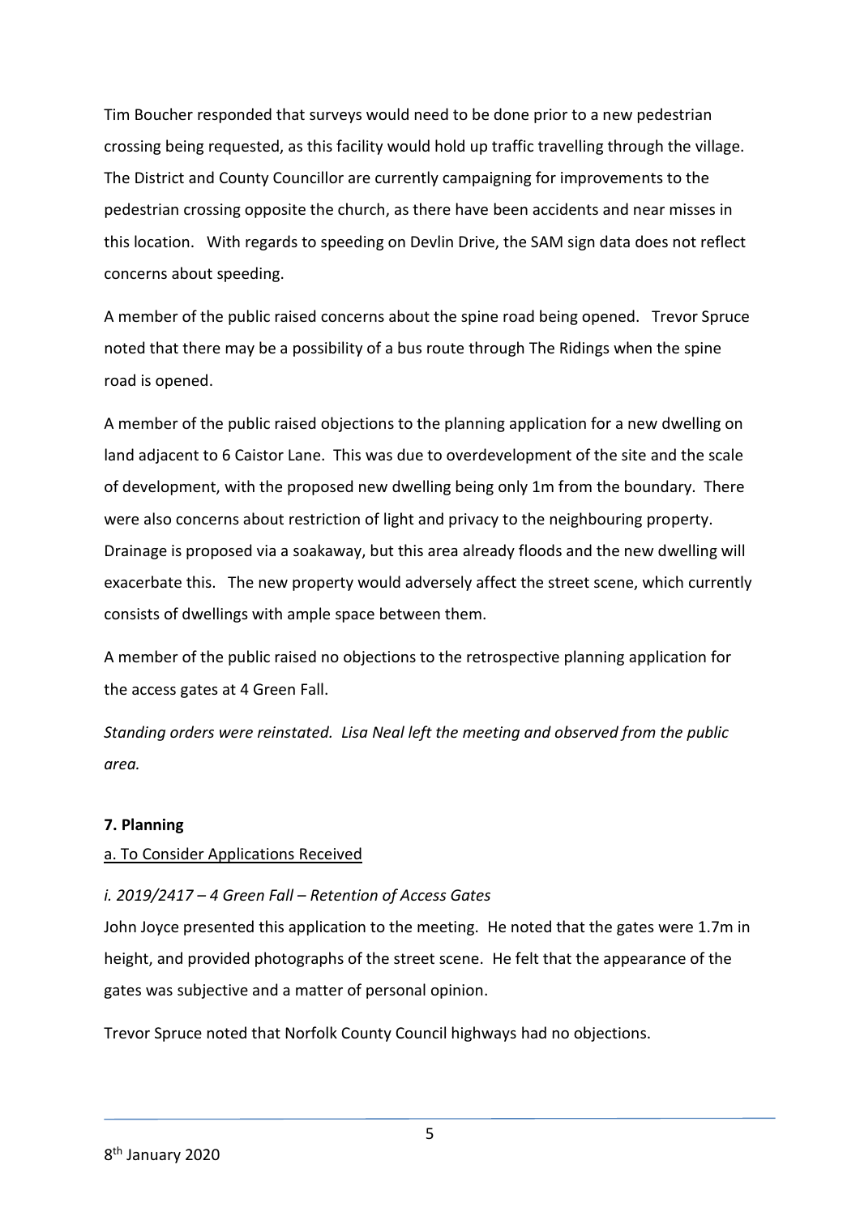Tim Boucher responded that surveys would need to be done prior to a new pedestrian crossing being requested, as this facility would hold up traffic travelling through the village. The District and County Councillor are currently campaigning for improvements to the pedestrian crossing opposite the church, as there have been accidents and near misses in this location. With regards to speeding on Devlin Drive, the SAM sign data does not reflect concerns about speeding.

A member of the public raised concerns about the spine road being opened. Trevor Spruce noted that there may be a possibility of a bus route through The Ridings when the spine road is opened.

A member of the public raised objections to the planning application for a new dwelling on land adjacent to 6 Caistor Lane. This was due to overdevelopment of the site and the scale of development, with the proposed new dwelling being only 1m from the boundary. There were also concerns about restriction of light and privacy to the neighbouring property. Drainage is proposed via a soakaway, but this area already floods and the new dwelling will exacerbate this. The new property would adversely affect the street scene, which currently consists of dwellings with ample space between them.

A member of the public raised no objections to the retrospective planning application for the access gates at 4 Green Fall.

*Standing orders were reinstated. Lisa Neal left the meeting and observed from the public area.*

**7. Planning**

a. To Consider Applications Received

*i. 2019/2417 – 4 Green Fall – Retention of Access Gates*

John Joyce presented this application to the meeting. He noted that the gates were 1.7m in height, and provided photographs of the street scene. He felt that the appearance of the gates was subjective and a matter of personal opinion.

Trevor Spruce noted that Norfolk County Council highways had no objections.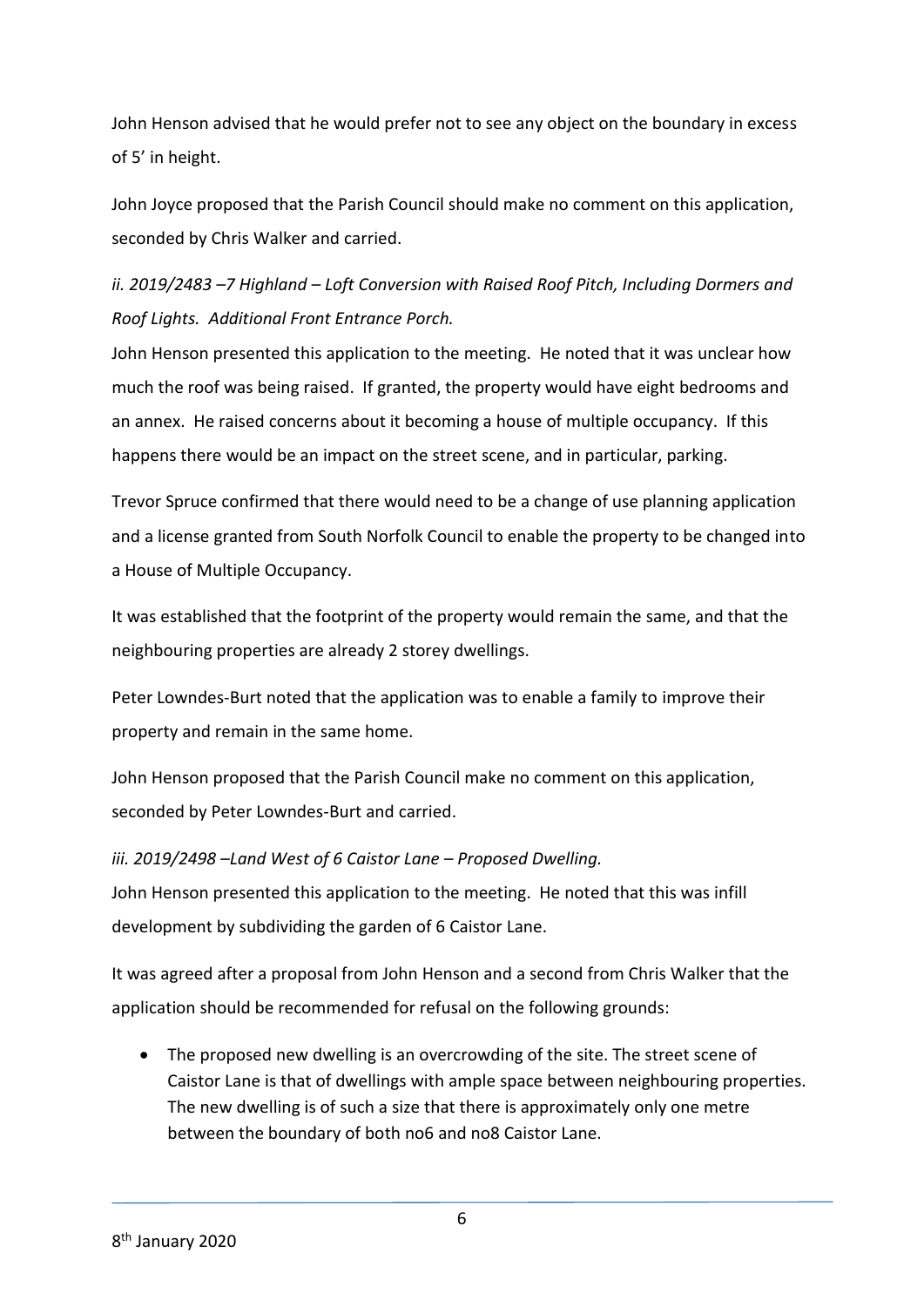John Henson advised that he would prefer not to see any object on the boundary in excess of 5' in height.

John Joyce proposed that the Parish Council should make no comment on this application, seconded by Chris Walker and carried.

*ii. 2019/2483 –7 Highland – Loft Conversion with Raised Roof Pitch, Including Dormers and Roof Lights. Additional Front Entrance Porch.*

John Henson presented this application to the meeting. He noted that it was unclear how much the roof was being raised. If granted, the property would have eight bedrooms and an annex. He raised concerns about it becoming a house of multiple occupancy. If this happens there would be an impact on the street scene, and in particular, parking.

Trevor Spruce confirmed that there would need to be a change of use planning application and a license granted from South Norfolk Council to enable the property to be changed into a House of Multiple Occupancy.

It was established that the footprint of the property would remain the same, and that the neighbouring properties are already 2 storey dwellings.

Peter Lowndes-Burt noted that the application was to enable a family to improve their property and remain in the same home.

John Henson proposed that the Parish Council make no comment on this application, seconded by Peter Lowndes-Burt and carried.

*iii. 2019/2498 –Land West of 6 Caistor Lane – Proposed Dwelling.*

John Henson presented this application to the meeting. He noted that this was infill development by subdividing the garden of 6 Caistor Lane.

It was agreed after a proposal from John Henson and a second from Chris Walker that the application should be recommended for refusal on the following grounds:

- The proposed new dwelling is an overcrowding of the site. The street scene of Caistor Lane is that of dwellings with ample space between neighbouring properties. The new dwelling is of such a size that there is approximately only one metre between the boundary of both no6 and no8 Caistor Lane.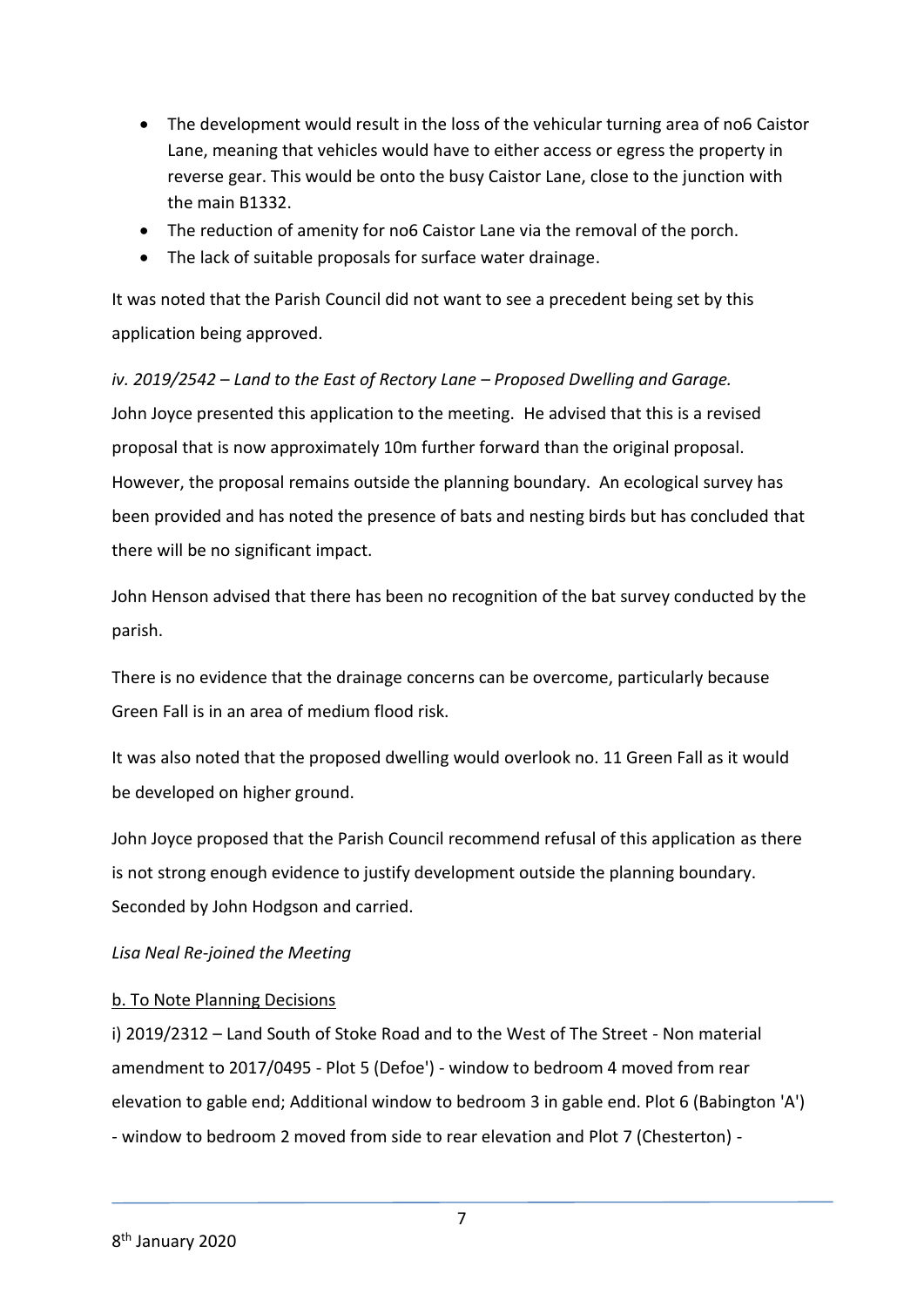- The development would result in the loss of the vehicular turning area of no6 Caistor Lane, meaning that vehicles would have to either access or egress the property in reverse gear. This would be onto the busy Caistor Lane, close to the junction with the main B1332.
- The reduction of amenity for no6 Caistor Lane via the removal of the porch.
- The lack of suitable proposals for surface water drainage.

It was noted that the Parish Council did not want to see a precedent being set by this application being approved.

*iv. 2019/2542 – Land to the East of Rectory Lane – Proposed Dwelling and Garage.*

John Joyce presented this application to the meeting. He advised that this is a revised proposal that is now approximately 10m further forward than the original proposal. However, the proposal remains outside the planning boundary. An ecological survey has been provided and has noted the presence of bats and nesting birds but has concluded that there will be no significant impact.

John Henson advised that there has been no recognition of the bat survey conducted by the parish.

There is no evidence that the drainage concerns can be overcome, particularly because Green Fall is in an area of medium flood risk.

It was also noted that the proposed dwelling would overlook no. 11 Green Fall as it would be developed on higher ground.

John Joyce proposed that the Parish Council recommend refusal of this application as there is not strong enough evidence to justify development outside the planning boundary. Seconded by John Hodgson and carried.

*Lisa Neal Re-joined the Meeting*

b. To Note Planning Decisions

i) 2019/2312 – Land South of Stoke Road and to the West of The Street - Non material amendment to 2017/0495 - Plot 5 (Defoe') - window to bedroom 4 moved from rear elevation to gable end; Additional window to bedroom 3 in gable end. Plot 6 (Babington 'A') - window to bedroom 2 moved from side to rear elevation and Plot 7 (Chesterton) -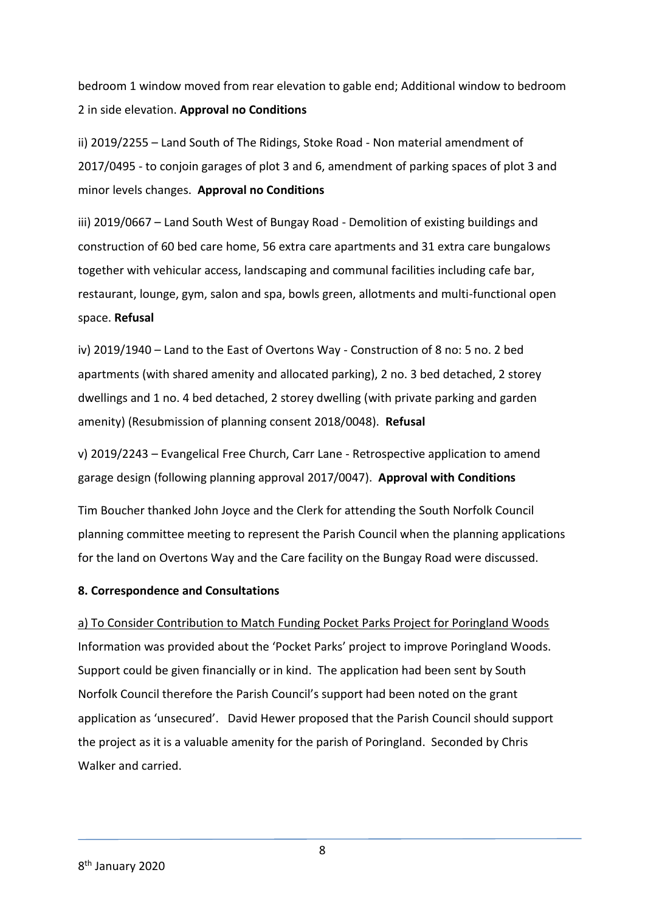bedroom 1 window moved from rear elevation to gable end; Additional window to bedroom 2 in side elevation. **Approval no Conditions**

ii) 2019/2255 – Land South of The Ridings, Stoke Road - Non material amendment of 2017/0495 - to conjoin garages of plot 3 and 6, amendment of parking spaces of plot 3 and minor levels changes. **Approval no Conditions**

iii) 2019/0667 – Land South West of Bungay Road - Demolition of existing buildings and construction of 60 bed care home, 56 extra care apartments and 31 extra care bungalows together with vehicular access, landscaping and communal facilities including cafe bar, restaurant, lounge, gym, salon and spa, bowls green, allotments and multi-functional open space. **Refusal**

iv) 2019/1940 – Land to the East of Overtons Way - Construction of 8 no: 5 no. 2 bed apartments (with shared amenity and allocated parking), 2 no. 3 bed detached, 2 storey dwellings and 1 no. 4 bed detached, 2 storey dwelling (with private parking and garden amenity) (Resubmission of planning consent 2018/0048). **Refusal**

v) 2019/2243 – Evangelical Free Church, Carr Lane - Retrospective application to amend garage design (following planning approval 2017/0047). **Approval with Conditions**

Tim Boucher thanked John Joyce and the Clerk for attending the South Norfolk Council planning committee meeting to represent the Parish Council when the planning applications for the land on Overtons Way and the Care facility on the Bungay Road were discussed.

**8. Correspondence and Consultations**

a) To Consider Contribution to Match Funding Pocket Parks Project for Poringland Woods
Information was provided about the 'Pocket Parks' project to improve Poringland Woods. Support could be given financially or in kind. The application had been sent by South Norfolk Council therefore the Parish Council's support had been noted on the grant application as 'unsecured'. David Hewer proposed that the Parish Council should support the project as it is a valuable amenity for the parish of Poringland. Seconded by Chris Walker and carried.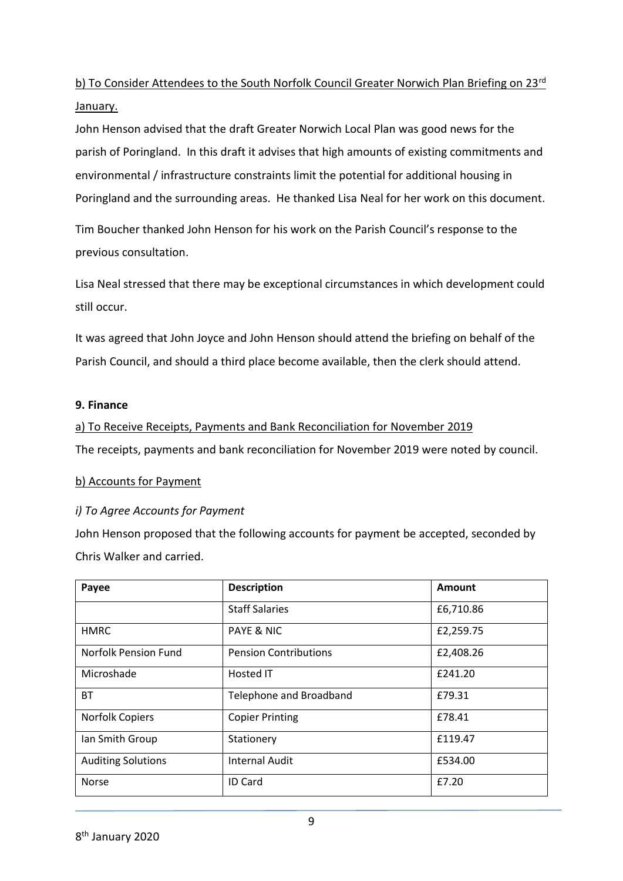b) To Consider Attendees to the South Norfolk Council Greater Norwich Plan Briefing on 23rd January.

John Henson advised that the draft Greater Norwich Local Plan was good news for the parish of Poringland. In this draft it advises that high amounts of existing commitments and environmental / infrastructure constraints limit the potential for additional housing in Poringland and the surrounding areas. He thanked Lisa Neal for her work on this document.

Tim Boucher thanked John Henson for his work on the Parish Council's response to the previous consultation.

Lisa Neal stressed that there may be exceptional circumstances in which development could still occur.

It was agreed that John Joyce and John Henson should attend the briefing on behalf of the Parish Council, and should a third place become available, then the clerk should attend.

**9. Finance**

a) To Receive Receipts, Payments and Bank Reconciliation for November 2019

The receipts, payments and bank reconciliation for November 2019 were noted by council.

b) Accounts for Payment

*i) To Agree Accounts for Payment*

John Henson proposed that the following accounts for payment be accepted, seconded by Chris Walker and carried.

| Payee | Description | Amount |
|---|---|---|
| | Staff Salaries | £6,710.86 |
| HMRC | PAYE & NIC | £2,259.75 |
| Norfolk Pension Fund | Pension Contributions | £2,408.26 |
| Microshade | Hosted IT | £241.20 |
| BT | Telephone and Broadband | £79.31 |
| Norfolk Copiers | Copier Printing | £78.41 |
| Ian Smith Group | Stationery | £119.47 |
| Auditing Solutions | Internal Audit | £534.00 |
| Norse | ID Card | £7.20 |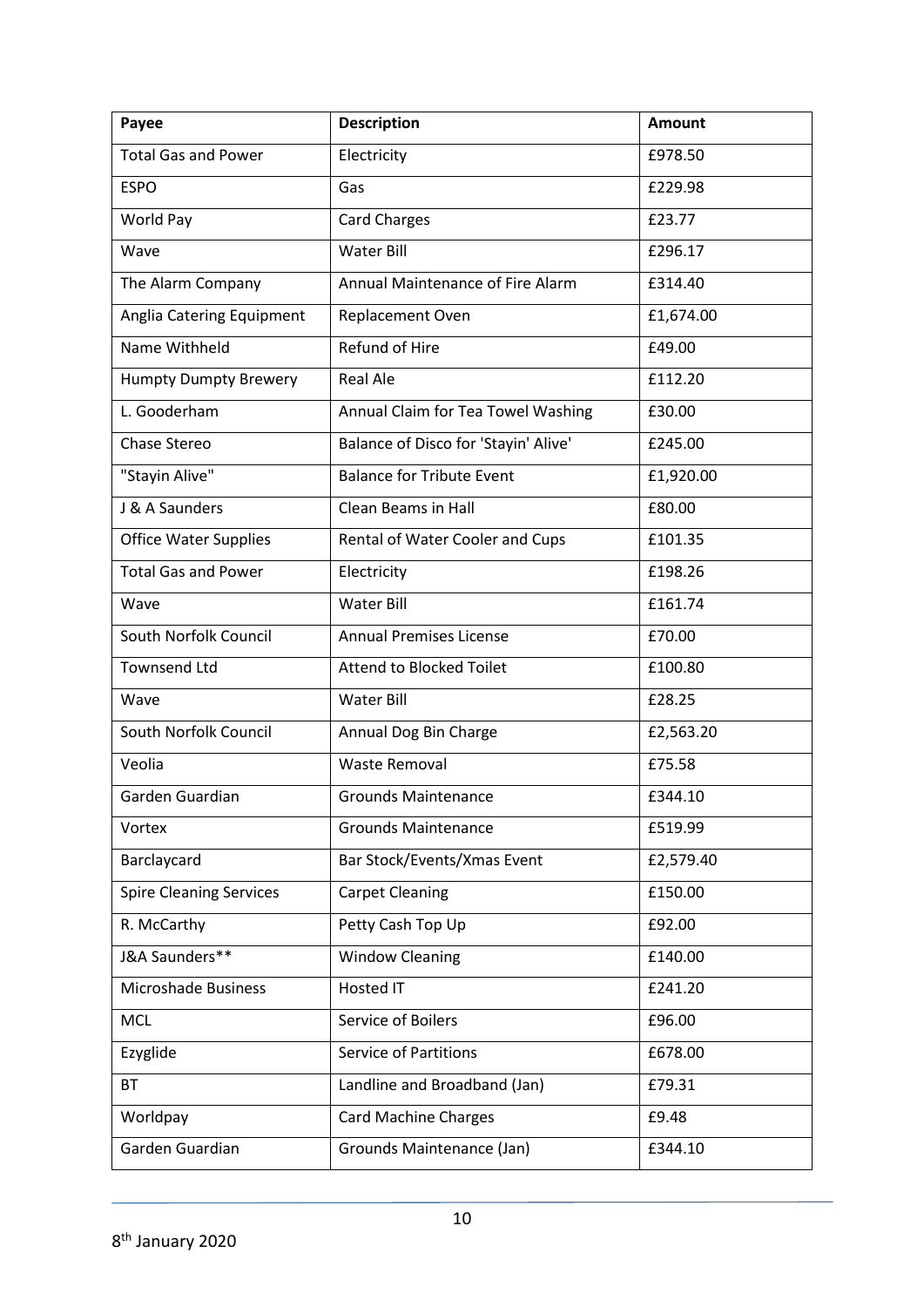| Payee | Description | Amount |
| --- | --- | --- |
| Total Gas and Power | Electricity | £978.50 |
| ESPO | Gas | £229.98 |
| World Pay | Card Charges | £23.77 |
| Wave | Water Bill | £296.17 |
| The Alarm Company | Annual Maintenance of Fire Alarm | £314.40 |
| Anglia Catering Equipment | Replacement Oven | £1,674.00 |
| Name Withheld | Refund of Hire | £49.00 |
| Humpty Dumpty Brewery | Real Ale | £112.20 |
| L. Gooderham | Annual Claim for Tea Towel Washing | £30.00 |
| Chase Stereo | Balance of Disco for 'Stayin' Alive' | £245.00 |
| "Stayin Alive" | Balance for Tribute Event | £1,920.00 |
| J & A Saunders | Clean Beams in Hall | £80.00 |
| Office Water Supplies | Rental of Water Cooler and Cups | £101.35 |
| Total Gas and Power | Electricity | £198.26 |
| Wave | Water Bill | £161.74 |
| South Norfolk Council | Annual Premises License | £70.00 |
| Townsend Ltd | Attend to Blocked Toilet | £100.80 |
| Wave | Water Bill | £28.25 |
| South Norfolk Council | Annual Dog Bin Charge | £2,563.20 |
| Veolia | Waste Removal | £75.58 |
| Garden Guardian | Grounds Maintenance | £344.10 |
| Vortex | Grounds Maintenance | £519.99 |
| Barclaycard | Bar Stock/Events/Xmas Event | £2,579.40 |
| Spire Cleaning Services | Carpet Cleaning | £150.00 |
| R. McCarthy | Petty Cash Top Up | £92.00 |
| J&A Saunders** | Window Cleaning | £140.00 |
| Microshade Business | Hosted IT | £241.20 |
| MCL | Service of Boilers | £96.00 |
| Ezyglide | Service of Partitions | £678.00 |
| BT | Landline and Broadband (Jan) | £79.31 |
| Worldpay | Card Machine Charges | £9.48 |
| Garden Guardian | Grounds Maintenance (Jan) | £344.10 |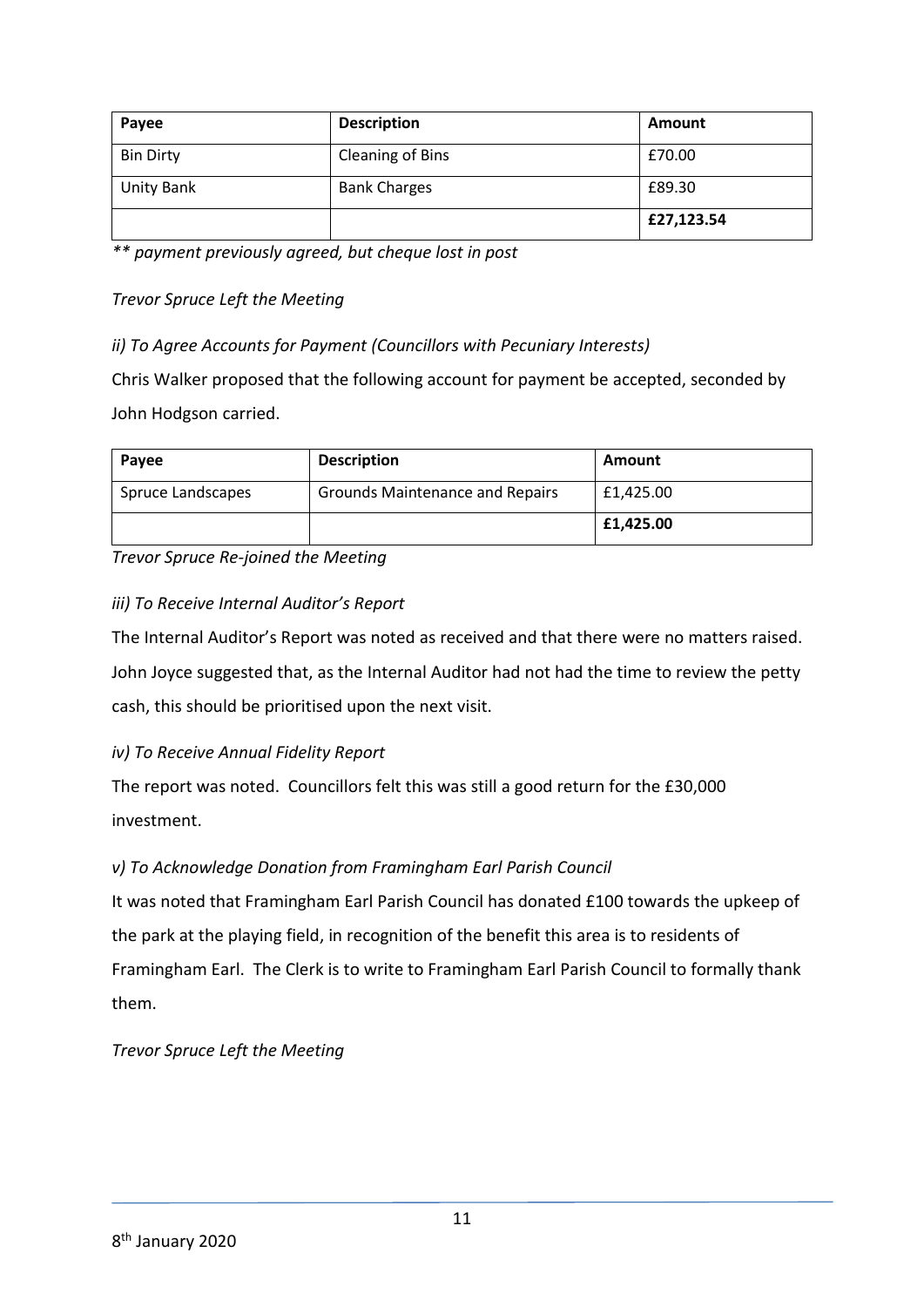| Payee | Description | Amount |
|---|---|---|
| Bin Dirty | Cleaning of Bins | £70.00 |
| Unity Bank | Bank Charges | £89.30 |
| | | **£27,123.54** |

*** payment previously agreed, but cheque lost in post*

*Trevor Spruce Left the Meeting*

*ii) To Agree Accounts for Payment (Councillors with Pecuniary Interests)*

Chris Walker proposed that the following account for payment be accepted, seconded by John Hodgson carried.

| Payee | Description | Amount |
|---|---|---|
| Spruce Landscapes | Grounds Maintenance and Repairs | £1,425.00 |
| | | **£1,425.00** |

*Trevor Spruce Re-joined the Meeting*

*iii) To Receive Internal Auditor's Report*

The Internal Auditor's Report was noted as received and that there were no matters raised. John Joyce suggested that, as the Internal Auditor had not had the time to review the petty cash, this should be prioritised upon the next visit.

*iv) To Receive Annual Fidelity Report*

The report was noted. Councillors felt this was still a good return for the £30,000 investment.

*v) To Acknowledge Donation from Framingham Earl Parish Council*

It was noted that Framingham Earl Parish Council has donated £100 towards the upkeep of the park at the playing field, in recognition of the benefit this area is to residents of Framingham Earl. The Clerk is to write to Framingham Earl Parish Council to formally thank them.

*Trevor Spruce Left the Meeting*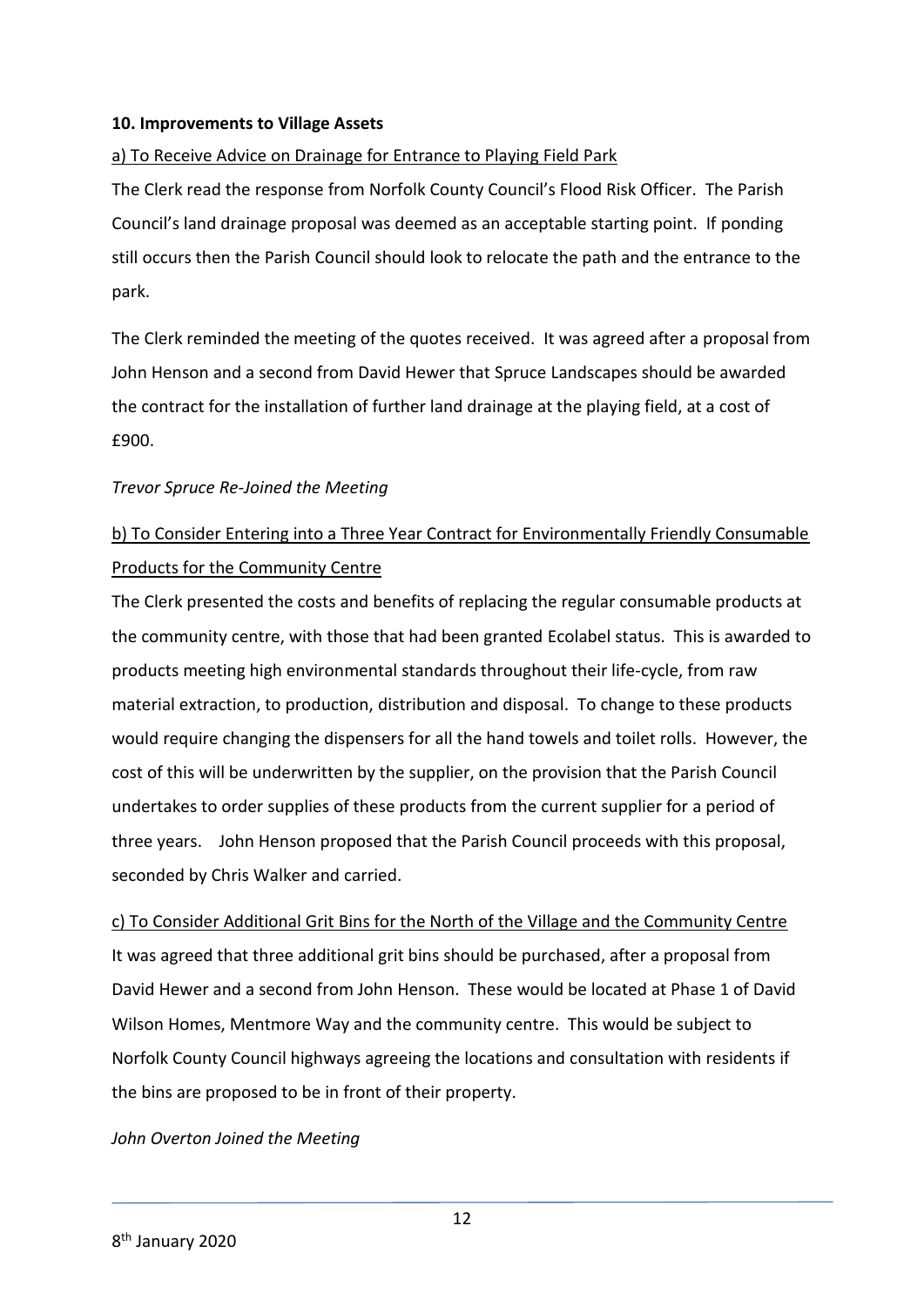### 10. Improvements to Village Assets

a) To Receive Advice on Drainage for Entrance to Playing Field Park

The Clerk read the response from Norfolk County Council's Flood Risk Officer. The Parish Council's land drainage proposal was deemed as an acceptable starting point. If ponding still occurs then the Parish Council should look to relocate the path and the entrance to the park.

The Clerk reminded the meeting of the quotes received. It was agreed after a proposal from John Henson and a second from David Hewer that Spruce Landscapes should be awarded the contract for the installation of further land drainage at the playing field, at a cost of £900.

*Trevor Spruce Re-Joined the Meeting*

b) To Consider Entering into a Three Year Contract for Environmentally Friendly Consumable Products for the Community Centre

The Clerk presented the costs and benefits of replacing the regular consumable products at the community centre, with those that had been granted Ecolabel status. This is awarded to products meeting high environmental standards throughout their life-cycle, from raw material extraction, to production, distribution and disposal. To change to these products would require changing the dispensers for all the hand towels and toilet rolls. However, the cost of this will be underwritten by the supplier, on the provision that the Parish Council undertakes to order supplies of these products from the current supplier for a period of three years. John Henson proposed that the Parish Council proceeds with this proposal, seconded by Chris Walker and carried.

c) To Consider Additional Grit Bins for the North of the Village and the Community Centre

It was agreed that three additional grit bins should be purchased, after a proposal from David Hewer and a second from John Henson. These would be located at Phase 1 of David Wilson Homes, Mentmore Way and the community centre. This would be subject to Norfolk County Council highways agreeing the locations and consultation with residents if the bins are proposed to be in front of their property.

*John Overton Joined the Meeting*

8th January 2020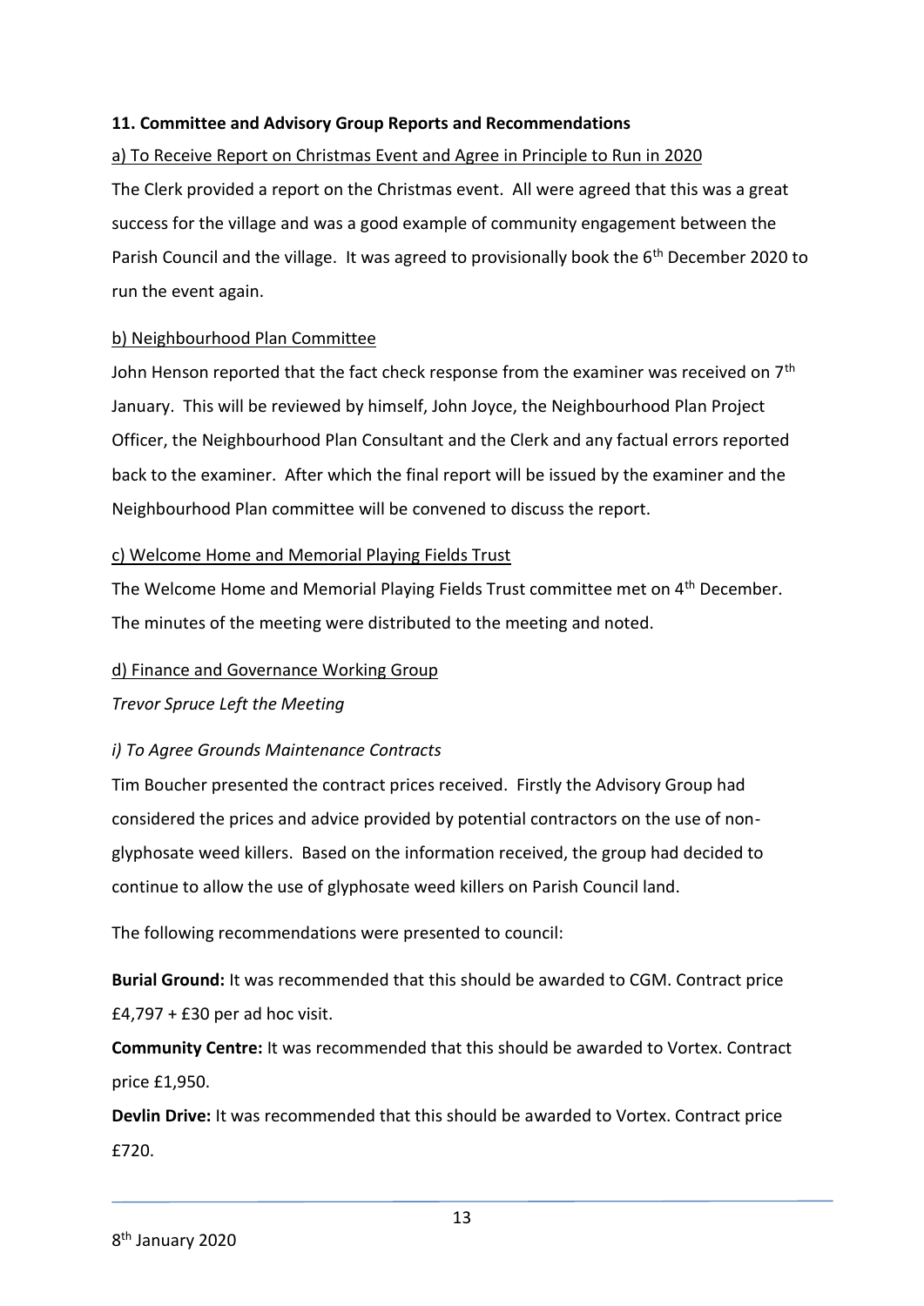## 11. Committee and Advisory Group Reports and Recommendations

a) To Receive Report on Christmas Event and Agree in Principle to Run in 2020

The Clerk provided a report on the Christmas event. All were agreed that this was a great success for the village and was a good example of community engagement between the Parish Council and the village. It was agreed to provisionally book the 6th December 2020 to run the event again.

b) Neighbourhood Plan Committee

John Henson reported that the fact check response from the examiner was received on 7th January. This will be reviewed by himself, John Joyce, the Neighbourhood Plan Project Officer, the Neighbourhood Plan Consultant and the Clerk and any factual errors reported back to the examiner. After which the final report will be issued by the examiner and the Neighbourhood Plan committee will be convened to discuss the report.

c) Welcome Home and Memorial Playing Fields Trust

The Welcome Home and Memorial Playing Fields Trust committee met on 4th December. The minutes of the meeting were distributed to the meeting and noted.

d) Finance and Governance Working Group

*Trevor Spruce Left the Meeting*

*i) To Agree Grounds Maintenance Contracts*

Tim Boucher presented the contract prices received. Firstly the Advisory Group had considered the prices and advice provided by potential contractors on the use of non-glyphosate weed killers. Based on the information received, the group had decided to continue to allow the use of glyphosate weed killers on Parish Council land.

The following recommendations were presented to council:

**Burial Ground:** It was recommended that this should be awarded to CGM. Contract price £4,797 + £30 per ad hoc visit.

**Community Centre:** It was recommended that this should be awarded to Vortex. Contract price £1,950.

**Devlin Drive:** It was recommended that this should be awarded to Vortex. Contract price £720.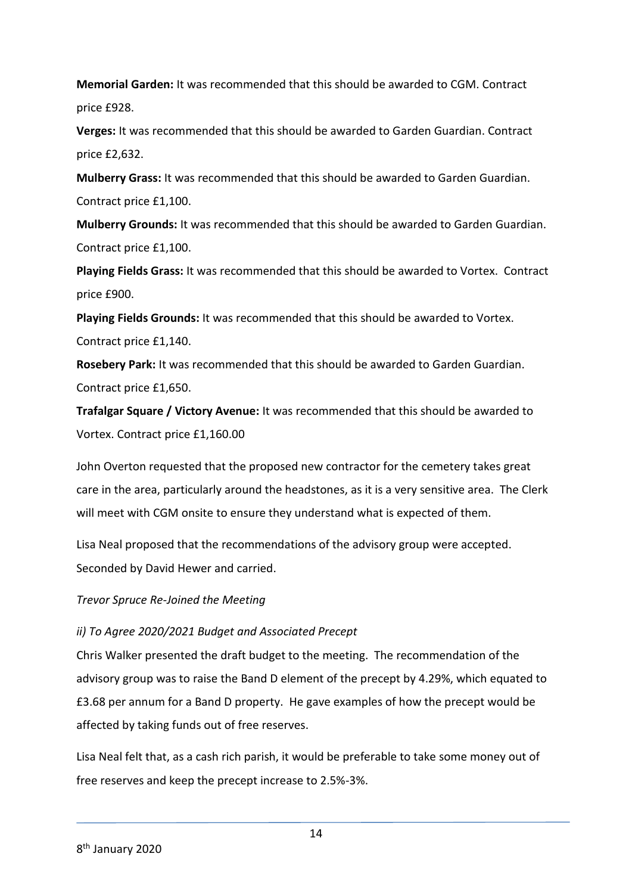**Memorial Garden:** It was recommended that this should be awarded to CGM. Contract price £928.

**Verges:** It was recommended that this should be awarded to Garden Guardian. Contract price £2,632.

**Mulberry Grass:** It was recommended that this should be awarded to Garden Guardian. Contract price £1,100.

**Mulberry Grounds:** It was recommended that this should be awarded to Garden Guardian. Contract price £1,100.

**Playing Fields Grass:** It was recommended that this should be awarded to Vortex. Contract price £900.

**Playing Fields Grounds:** It was recommended that this should be awarded to Vortex. Contract price £1,140.

**Rosebery Park:** It was recommended that this should be awarded to Garden Guardian. Contract price £1,650.

**Trafalgar Square / Victory Avenue:** It was recommended that this should be awarded to Vortex. Contract price £1,160.00

John Overton requested that the proposed new contractor for the cemetery takes great care in the area, particularly around the headstones, as it is a very sensitive area. The Clerk will meet with CGM onsite to ensure they understand what is expected of them.

Lisa Neal proposed that the recommendations of the advisory group were accepted. Seconded by David Hewer and carried.

*Trevor Spruce Re-Joined the Meeting*

*ii) To Agree 2020/2021 Budget and Associated Precept*

Chris Walker presented the draft budget to the meeting. The recommendation of the advisory group was to raise the Band D element of the precept by 4.29%, which equated to £3.68 per annum for a Band D property. He gave examples of how the precept would be affected by taking funds out of free reserves.

Lisa Neal felt that, as a cash rich parish, it would be preferable to take some money out of free reserves and keep the precept increase to 2.5%-3%.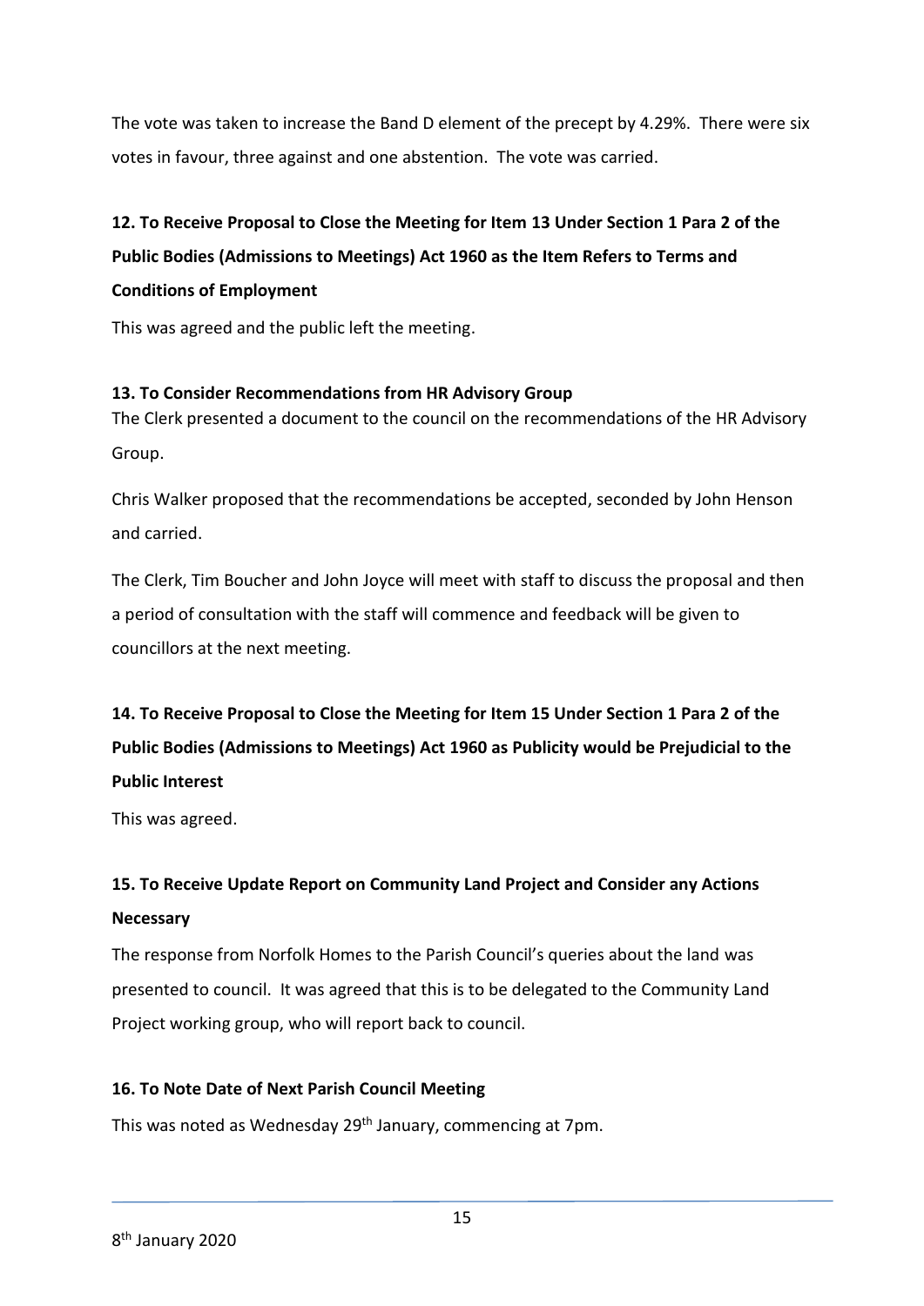The vote was taken to increase the Band D element of the precept by 4.29%. There were six votes in favour, three against and one abstention. The vote was carried.

**12. To Receive Proposal to Close the Meeting for Item 13 Under Section 1 Para 2 of the Public Bodies (Admissions to Meetings) Act 1960 as the Item Refers to Terms and Conditions of Employment**

This was agreed and the public left the meeting.

**13. To Consider Recommendations from HR Advisory Group**

The Clerk presented a document to the council on the recommendations of the HR Advisory Group.

Chris Walker proposed that the recommendations be accepted, seconded by John Henson and carried.

The Clerk, Tim Boucher and John Joyce will meet with staff to discuss the proposal and then a period of consultation with the staff will commence and feedback will be given to councillors at the next meeting.

**14. To Receive Proposal to Close the Meeting for Item 15 Under Section 1 Para 2 of the Public Bodies (Admissions to Meetings) Act 1960 as Publicity would be Prejudicial to the Public Interest**

This was agreed.

**15. To Receive Update Report on Community Land Project and Consider any Actions Necessary**

The response from Norfolk Homes to the Parish Council's queries about the land was presented to council. It was agreed that this is to be delegated to the Community Land Project working group, who will report back to council.

**16. To Note Date of Next Parish Council Meeting**

This was noted as Wednesday 29th January, commencing at 7pm.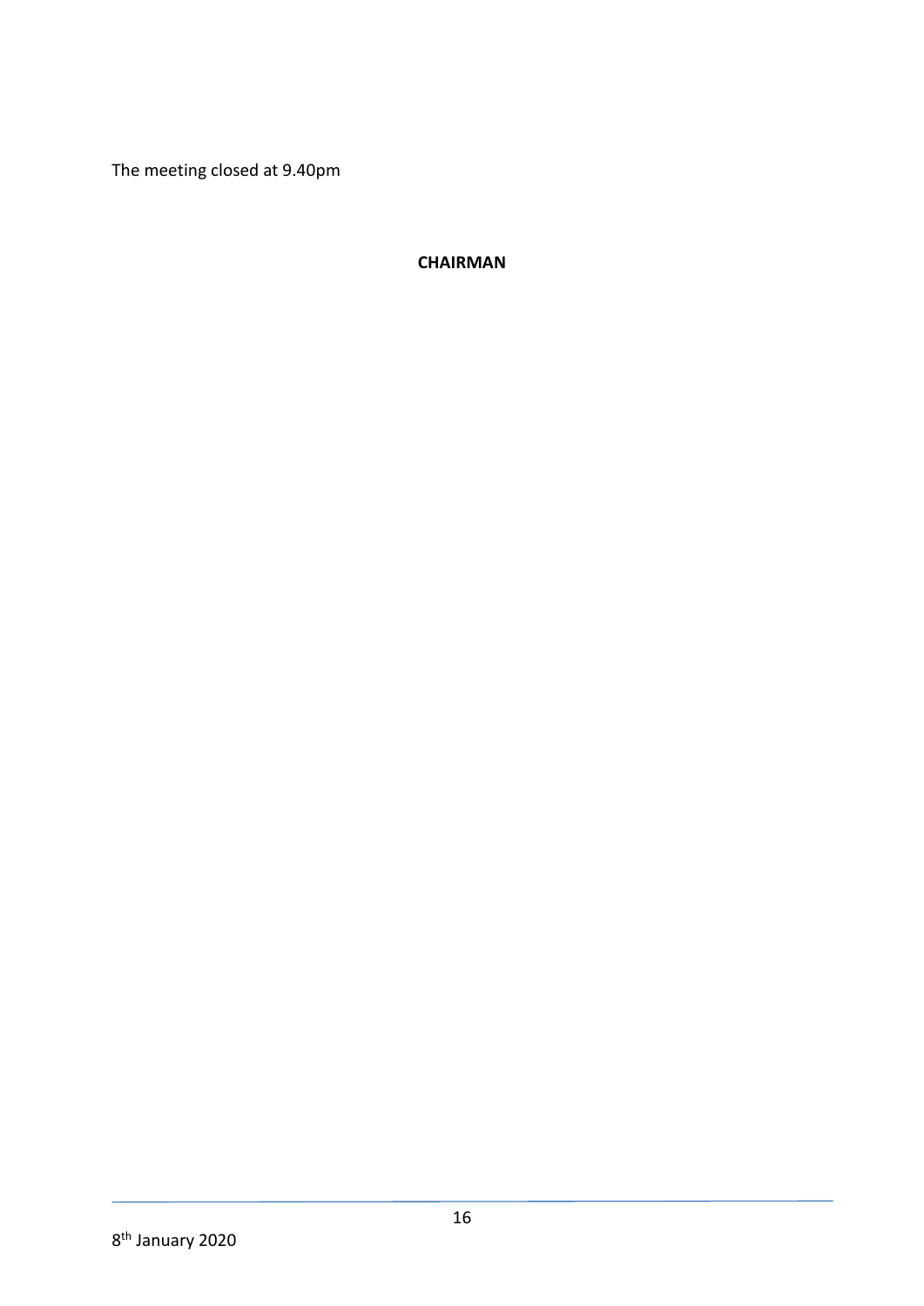The meeting closed at 9.40pm

**CHAIRMAN**